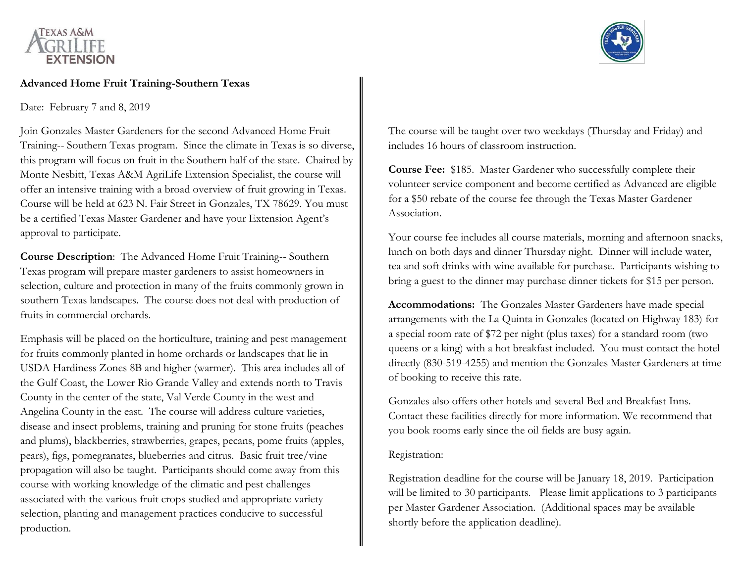**Advanced Home Fruit Training-Southern Texas**

Date: February 7 and 8, 2019

Join Gonzales Master Gardeners for the second Advanced Home Fruit Training-- Southern Texas program. Since the climate in Texas is so diverse, this program will focus on fruit in the Southern half of the state. Chaired by Monte Nesbitt, Texas A&M AgriLife Extension Specialist, the course will offer an intensive training with a broad overview of fruit growing in Texas. Course will be held at 623 N. Fair Street in Gonzales, TX 78629. You must be a certified Texas Master Gardener and have your Extension Agent's approval to participate.

**Course Description**: The Advanced Home Fruit Training-- Southern Texas program will prepare master gardeners to assist homeowners in selection, culture and protection in many of the fruits commonly grown in southern Texas landscapes. The course does not deal with production of fruits in commercial orchards.

Emphasis will be placed on the horticulture, training and pest management for fruits commonly planted in home orchards or landscapes that lie in USDA Hardiness Zones 8B and higher (warmer). This area includes all of the Gulf Coast, the Lower Rio Grande Valley and extends north to Travis County in the center of the state, Val Verde County in the west and Angelina County in the east. The course will address culture varieties, disease and insect problems, training and pruning for stone fruits (peaches and plums), blackberries, strawberries, grapes, pecans, pome fruits (apples, pears), figs, pomegranates, blueberries and citrus. Basic fruit tree/vine propagation will also be taught. Participants should come away from this course with working knowledge of the climatic and pest challenges associated with the various fruit crops studied and appropriate variety selection, planting and management practices conducive to successful production.

The course will be taught over two weekdays (Thursday and Friday) and includes 16 hours of classroom instruction.

**Course Fee:** $185. Master Gardener who successfully complete their volunteer service component and become certified as Advanced are eligible for a $50 rebate of the course fee through the Texas Master Gardener Association.

Your course fee includes all course materials, morning and afternoon snacks, lunch on both days and dinner Thursday night. Dinner will include water, tea and soft drinks with wine available for purchase. Participants wishing to bring a guest to the dinner may purchase dinner tickets for $15 per person.

**Accommodations:** The Gonzales Master Gardeners have made special arrangements with the La Quinta in Gonzales (located on Highway 183) for a special room rate of $72 per night (plus taxes) for a standard room (two queens or a king) with a hot breakfast included. You must contact the hotel directly (830-519-4255) and mention the Gonzales Master Gardeners at time of booking to receive this rate.

Gonzales also offers other hotels and several Bed and Breakfast Inns. Contact these facilities directly for more information. We recommend that you book rooms early since the oil fields are busy again.

Registration:

Registration deadline for the course will be January 18, 2019. Participation will be limited to 30 participants. Please limit applications to 3 participants per Master Gardener Association. (Additional spaces may be available shortly before the application deadline).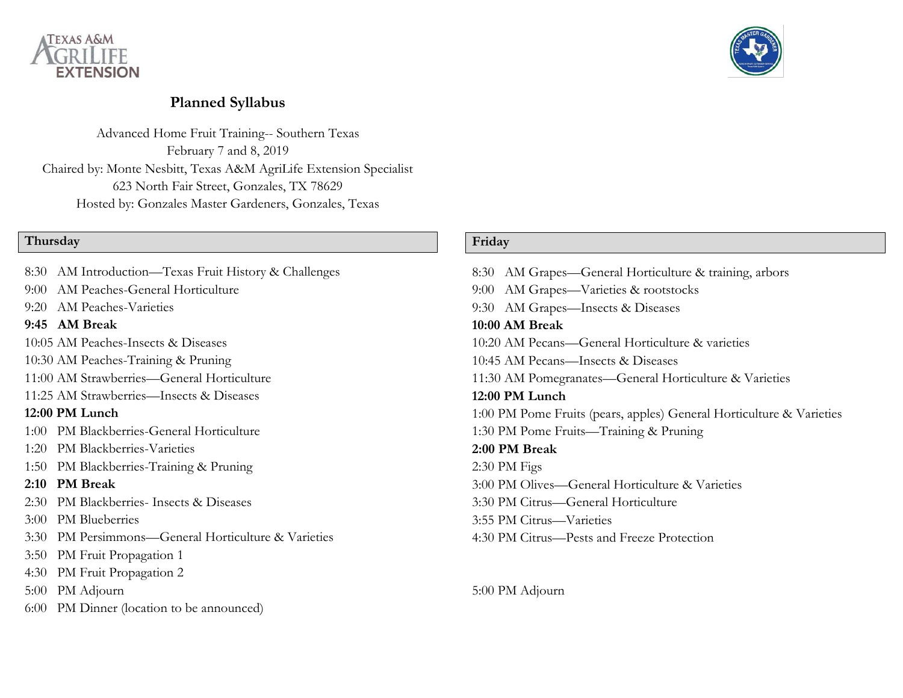## Planned Syllabus

Advanced Home Fruit Training-- Southern Texas
February 7 and 8, 2019
Chaired by: Monte Nesbitt, Texas A&M AgriLife Extension Specialist
623 North Fair Street, Gonzales, TX 78629
Hosted by: Gonzales Master Gardeners, Gonzales, Texas

### Thursday

8:30 AM Introduction—Texas Fruit History & Challenges
9:00 AM Peaches-General Horticulture
9:20 AM Peaches-Varieties
**9:45 AM Break**
10:05 AM Peaches-Insects & Diseases
10:30 AM Peaches-Training & Pruning
11:00 AM Strawberries—General Horticulture
11:25 AM Strawberries—Insects & Diseases
**12:00 PM Lunch**
1:00 PM Blackberries-General Horticulture
1:20 PM Blackberries-Varieties
1:50 PM Blackberries-Training & Pruning
**2:10 PM Break**
2:30 PM Blackberries- Insects & Diseases
3:00 PM Blueberries
3:30 PM Persimmons—General Horticulture & Varieties
3:50 PM Fruit Propagation 1
4:30 PM Fruit Propagation 2
5:00 PM Adjourn
6:00 PM Dinner (location to be announced)

### Friday

8:30 AM Grapes—General Horticulture & training, arbors
9:00 AM Grapes—Varieties & rootstocks
9:30 AM Grapes—Insects & Diseases
**10:00 AM Break**
10:20 AM Pecans—General Horticulture & varieties
10:45 AM Pecans—Insects & Diseases
11:30 AM Pomegranates—General Horticulture & Varieties
**12:00 PM Lunch**
1:00 PM Pome Fruits (pears, apples) General Horticulture & Varieties
1:30 PM Pome Fruits—Training & Pruning
**2:00 PM Break**
2:30 PM Figs
3:00 PM Olives—General Horticulture & Varieties
3:30 PM Citrus—General Horticulture
3:55 PM Citrus—Varieties
4:30 PM Citrus—Pests and Freeze Protection

5:00 PM Adjourn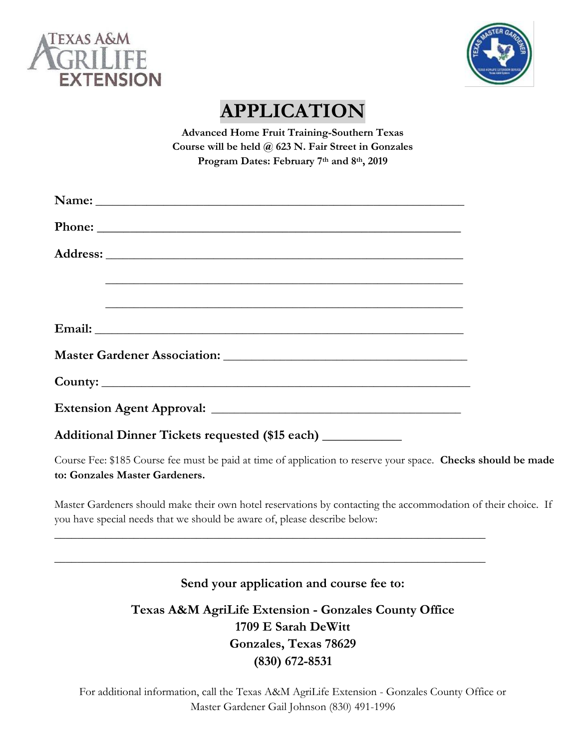# APPLICATION

**Advanced Home Fruit Training-Southern Texas**
**Course will be held @ 623 N. Fair Street in Gonzales**
**Program Dates: February 7th and 8th, 2019**

**Name:** ___________________________________________________________

**Phone:** __________________________________________________________

**Address:** ________________________________________________________

___________________________________________________________

___________________________________________________________

**Email:** ___________________________________________________________

**Master Gardener Association:** ______________________________________

**County:** __________________________________________________________

**Extension Agent Approval:** _______________________________________

**Additional Dinner Tickets requested ($15 each)** ____________

Course Fee: $185 Course fee must be paid at time of application to reserve your space. **Checks should be made to: Gonzales Master Gardeners.**

Master Gardeners should make their own hotel reservations by contacting the accommodation of their choice. If you have special needs that we should be aware of, please describe below:

_____________________________________________________________________________

_____________________________________________________________________________

**Send your application and course fee to:**

**Texas A&M AgriLife Extension - Gonzales County Office**
**1709 E Sarah DeWitt**
**Gonzales, Texas 78629**
**(830) 672-8531**

For additional information, call the Texas A&M AgriLife Extension - Gonzales County Office or Master Gardener Gail Johnson (830) 491-1996